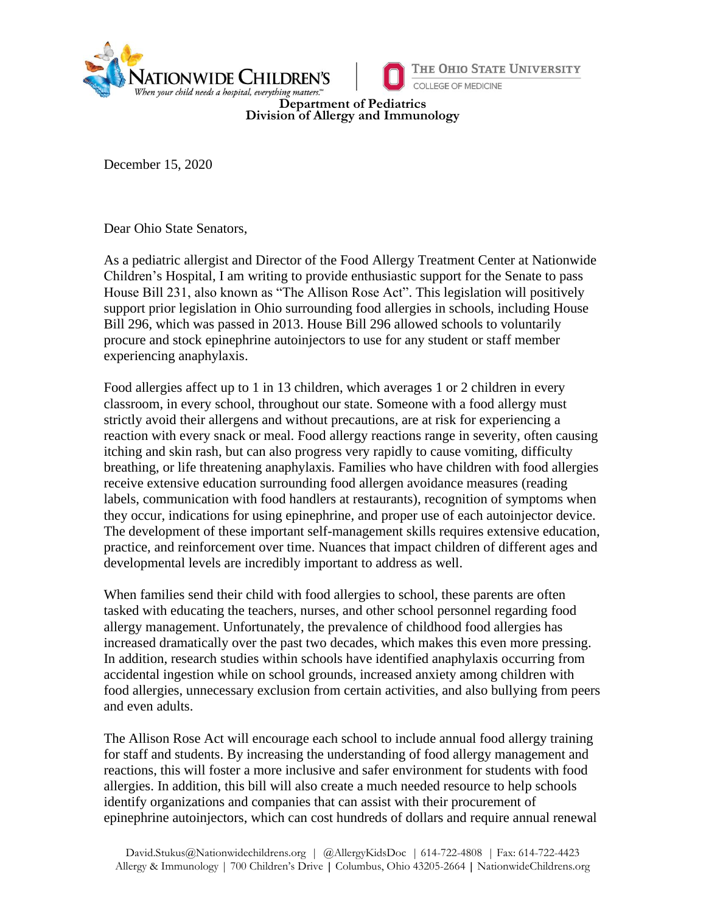Department of Pediatrics
Division of Allergy and Immunology

December 15, 2020

Dear Ohio State Senators,

As a pediatric allergist and Director of the Food Allergy Treatment Center at Nationwide Children's Hospital, I am writing to provide enthusiastic support for the Senate to pass House Bill 231, also known as "The Allison Rose Act". This legislation will positively support prior legislation in Ohio surrounding food allergies in schools, including House Bill 296, which was passed in 2013. House Bill 296 allowed schools to voluntarily procure and stock epinephrine autoinjectors to use for any student or staff member experiencing anaphylaxis.

Food allergies affect up to 1 in 13 children, which averages 1 or 2 children in every classroom, in every school, throughout our state. Someone with a food allergy must strictly avoid their allergens and without precautions, are at risk for experiencing a reaction with every snack or meal. Food allergy reactions range in severity, often causing itching and skin rash, but can also progress very rapidly to cause vomiting, difficulty breathing, or life threatening anaphylaxis. Families who have children with food allergies receive extensive education surrounding food allergen avoidance measures (reading labels, communication with food handlers at restaurants), recognition of symptoms when they occur, indications for using epinephrine, and proper use of each autoinjector device. The development of these important self-management skills requires extensive education, practice, and reinforcement over time. Nuances that impact children of different ages and developmental levels are incredibly important to address as well.

When families send their child with food allergies to school, these parents are often tasked with educating the teachers, nurses, and other school personnel regarding food allergy management. Unfortunately, the prevalence of childhood food allergies has increased dramatically over the past two decades, which makes this even more pressing. In addition, research studies within schools have identified anaphylaxis occurring from accidental ingestion while on school grounds, increased anxiety among children with food allergies, unnecessary exclusion from certain activities, and also bullying from peers and even adults.

The Allison Rose Act will encourage each school to include annual food allergy training for staff and students. By increasing the understanding of food allergy management and reactions, this will foster a more inclusive and safer environment for students with food allergies. In addition, this bill will also create a much needed resource to help schools identify organizations and companies that can assist with their procurement of epinephrine autoinjectors, which can cost hundreds of dollars and require annual renewal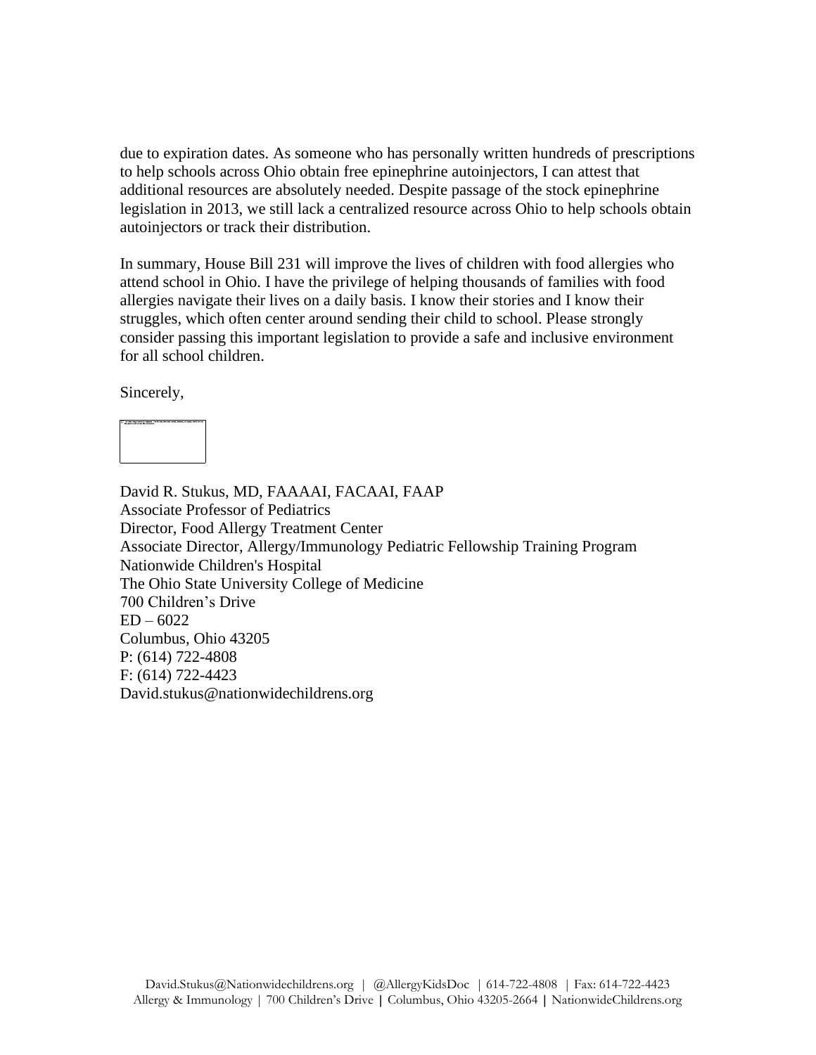due to expiration dates. As someone who has personally written hundreds of prescriptions to help schools across Ohio obtain free epinephrine autoinjectors, I can attest that additional resources are absolutely needed. Despite passage of the stock epinephrine legislation in 2013, we still lack a centralized resource across Ohio to help schools obtain autoinjectors or track their distribution.

In summary, House Bill 231 will improve the lives of children with food allergies who attend school in Ohio. I have the privilege of helping thousands of families with food allergies navigate their lives on a daily basis. I know their stories and I know their struggles, which often center around sending their child to school. Please strongly consider passing this important legislation to provide a safe and inclusive environment for all school children.

Sincerely,

David R. Stukus, MD, FAAAAI, FACAAI, FAAP  
Associate Professor of Pediatrics  
Director, Food Allergy Treatment Center  
Associate Director, Allergy/Immunology Pediatric Fellowship Training Program  
Nationwide Children's Hospital  
The Ohio State University College of Medicine  
700 Children's Drive  
ED – 6022  
Columbus, Ohio 43205  
P: (614) 722-4808  
F: (614) 722-4423  
David.stukus@nationwidechildrens.org